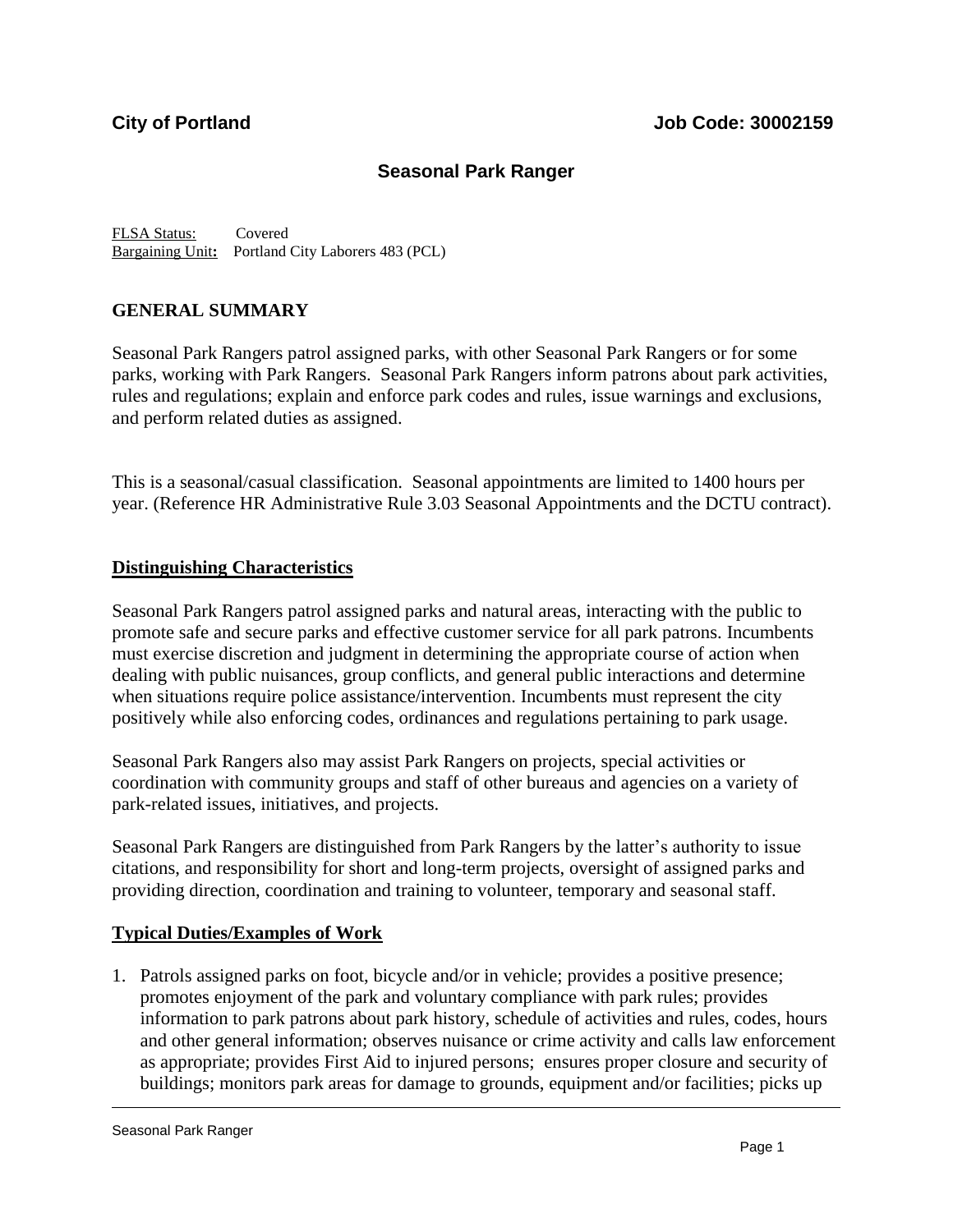**City of Portland** **Job Code: 30002159**

## Seasonal Park Ranger

FLSA Status: Covered
Bargaining Unit: Portland City Laborers 483 (PCL)

## GENERAL SUMMARY

Seasonal Park Rangers patrol assigned parks, with other Seasonal Park Rangers or for some parks, working with Park Rangers. Seasonal Park Rangers inform patrons about park activities, rules and regulations; explain and enforce park codes and rules, issue warnings and exclusions, and perform related duties as assigned.

This is a seasonal/casual classification. Seasonal appointments are limited to 1400 hours per year. (Reference HR Administrative Rule 3.03 Seasonal Appointments and the DCTU contract).

### Distinguishing Characteristics

Seasonal Park Rangers patrol assigned parks and natural areas, interacting with the public to promote safe and secure parks and effective customer service for all park patrons. Incumbents must exercise discretion and judgment in determining the appropriate course of action when dealing with public nuisances, group conflicts, and general public interactions and determine when situations require police assistance/intervention. Incumbents must represent the city positively while also enforcing codes, ordinances and regulations pertaining to park usage.

Seasonal Park Rangers also may assist Park Rangers on projects, special activities or coordination with community groups and staff of other bureaus and agencies on a variety of park-related issues, initiatives, and projects.

Seasonal Park Rangers are distinguished from Park Rangers by the latter's authority to issue citations, and responsibility for short and long-term projects, oversight of assigned parks and providing direction, coordination and training to volunteer, temporary and seasonal staff.

### Typical Duties/Examples of Work

1. Patrols assigned parks on foot, bicycle and/or in vehicle; provides a positive presence; promotes enjoyment of the park and voluntary compliance with park rules; provides information to park patrons about park history, schedule of activities and rules, codes, hours and other general information; observes nuisance or crime activity and calls law enforcement as appropriate; provides First Aid to injured persons; ensures proper closure and security of buildings; monitors park areas for damage to grounds, equipment and/or facilities; picks up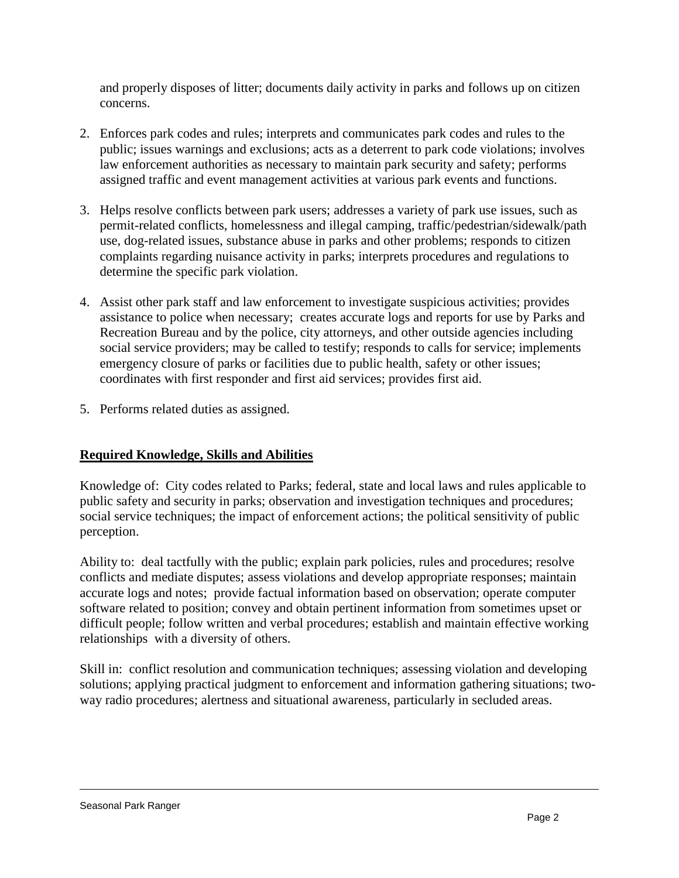and properly disposes of litter; documents daily activity in parks and follows up on citizen concerns.

2. Enforces park codes and rules; interprets and communicates park codes and rules to the public; issues warnings and exclusions; acts as a deterrent to park code violations; involves law enforcement authorities as necessary to maintain park security and safety; performs assigned traffic and event management activities at various park events and functions.

3. Helps resolve conflicts between park users; addresses a variety of park use issues, such as permit-related conflicts, homelessness and illegal camping, traffic/pedestrian/sidewalk/path use, dog-related issues, substance abuse in parks and other problems; responds to citizen complaints regarding nuisance activity in parks; interprets procedures and regulations to determine the specific park violation.

4. Assist other park staff and law enforcement to investigate suspicious activities; provides assistance to police when necessary; creates accurate logs and reports for use by Parks and Recreation Bureau and by the police, city attorneys, and other outside agencies including social service providers; may be called to testify; responds to calls for service; implements emergency closure of parks or facilities due to public health, safety or other issues; coordinates with first responder and first aid services; provides first aid.

5. Performs related duties as assigned.

## **Required Knowledge, Skills and Abilities**

Knowledge of: City codes related to Parks; federal, state and local laws and rules applicable to public safety and security in parks; observation and investigation techniques and procedures; social service techniques; the impact of enforcement actions; the political sensitivity of public perception.

Ability to: deal tactfully with the public; explain park policies, rules and procedures; resolve conflicts and mediate disputes; assess violations and develop appropriate responses; maintain accurate logs and notes; provide factual information based on observation; operate computer software related to position; convey and obtain pertinent information from sometimes upset or difficult people; follow written and verbal procedures; establish and maintain effective working relationships with a diversity of others.

Skill in: conflict resolution and communication techniques; assessing violation and developing solutions; applying practical judgment to enforcement and information gathering situations; two-way radio procedures; alertness and situational awareness, particularly in secluded areas.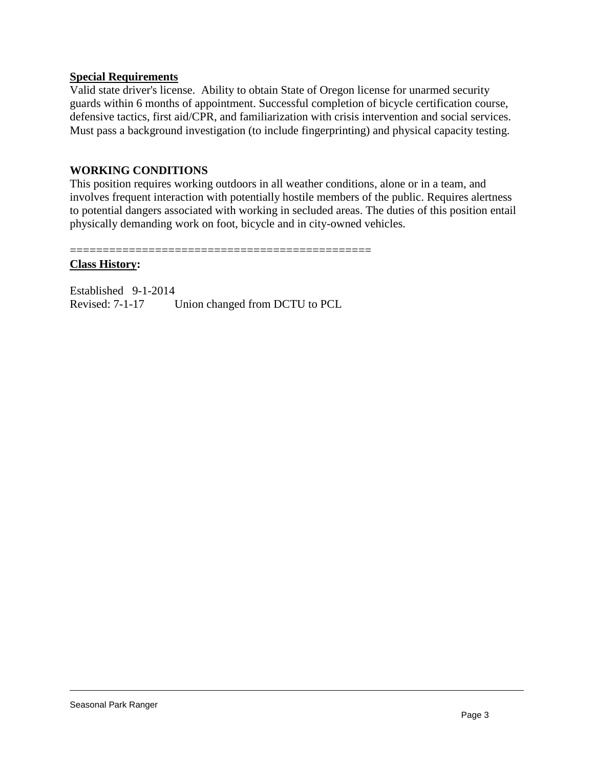**Special Requirements**

Valid state driver's license. Ability to obtain State of Oregon license for unarmed security guards within 6 months of appointment. Successful completion of bicycle certification course, defensive tactics, first aid/CPR, and familiarization with crisis intervention and social services. Must pass a background investigation (to include fingerprinting) and physical capacity testing.

**WORKING CONDITIONS**

This position requires working outdoors in all weather conditions, alone or in a team, and involves frequent interaction with potentially hostile members of the public. Requires alertness to potential dangers associated with working in secluded areas. The duties of this position entail physically demanding work on foot, bicycle and in city-owned vehicles.

=============================================

**Class History:**

Established 9-1-2014
Revised: 7-1-17 Union changed from DCTU to PCL